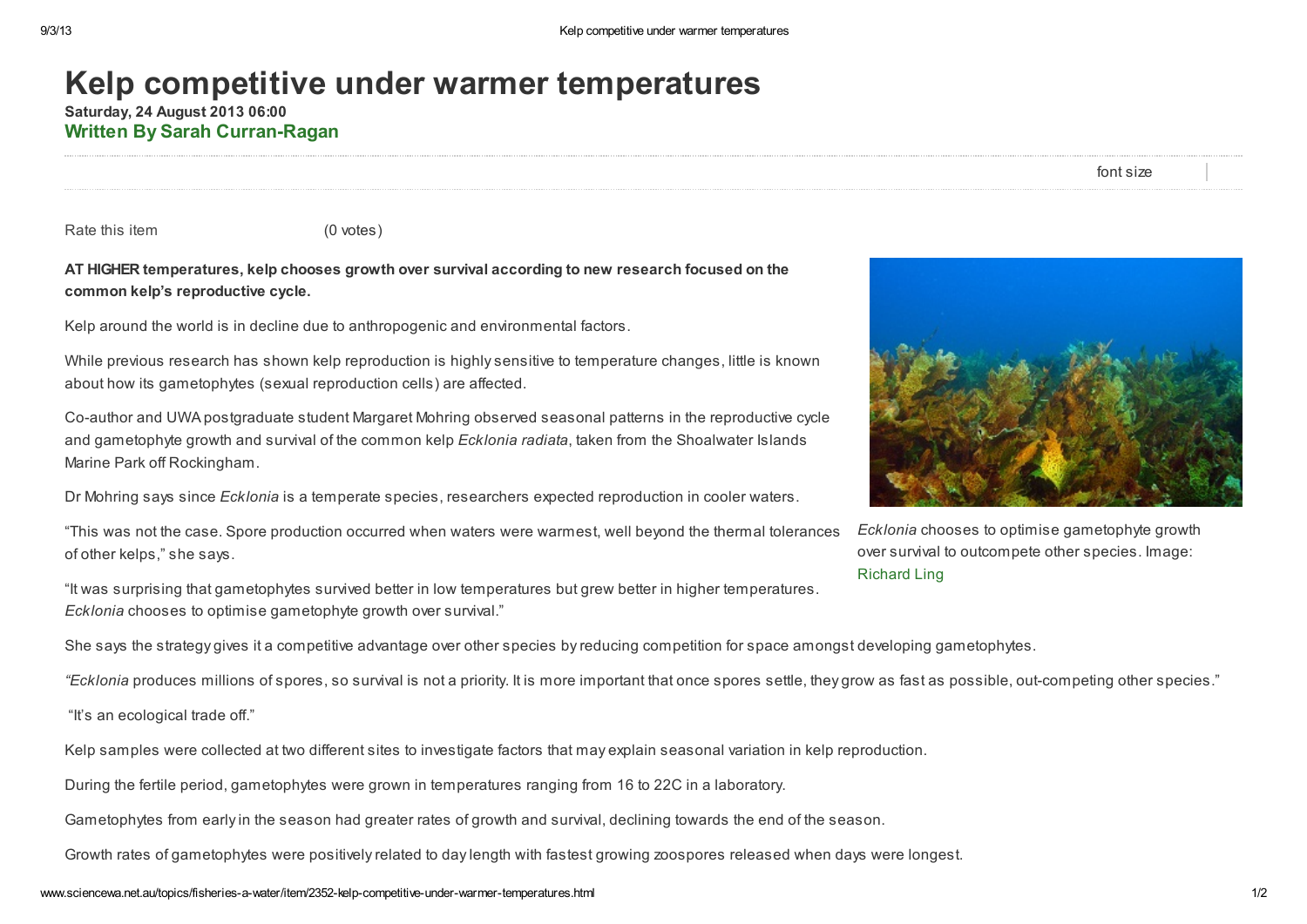# Kelp competitive under warmer temperatures

**Saturday, 24 August 2013 06:00**

**Written By Sarah Curran-Ragan**

font size

Rate this item (0 votes)

**AT HIGHER temperatures, kelp chooses growth over survival according to new research focused on the common kelp's reproductive cycle.**

Kelp around the world is in decline due to anthropogenic and environmental factors.

While previous research has shown kelp reproduction is highly sensitive to temperature changes, little is known about how its gametophytes (sexual reproduction cells) are affected.

Co-author and UWA postgraduate student Margaret Mohring observed seasonal patterns in the reproductive cycle and gametophyte growth and survival of the common kelp *Ecklonia radiata*, taken from the Shoalwater Islands Marine Park off Rockingham.

Dr Mohring says since *Ecklonia* is a temperate species, researchers expected reproduction in cooler waters.

"This was not the case. Spore production occurred when waters were warmest, well beyond the thermal tolerances of other kelps," she says.

"It was surprising that gametophytes survived better in low temperatures but grew better in higher temperatures. *Ecklonia* chooses to optimise gametophyte growth over survival."

*Ecklonia* chooses to optimise gametophyte growth over survival to outcompete other species. Image: Richard Ling

She says the strategy gives it a competitive advantage over other species by reducing competition for space amongst developing gametophytes.

"*Ecklonia* produces millions of spores, so survival is not a priority. It is more important that once spores settle, they grow as fast as possible, out-competing other species."

"It's an ecological trade off."

Kelp samples were collected at two different sites to investigate factors that may explain seasonal variation in kelp reproduction.

During the fertile period, gametophytes were grown in temperatures ranging from 16 to 22C in a laboratory.

Gametophytes from early in the season had greater rates of growth and survival, declining towards the end of the season.

Growth rates of gametophytes were positively related to day length with fastest growing zoospores released when days were longest.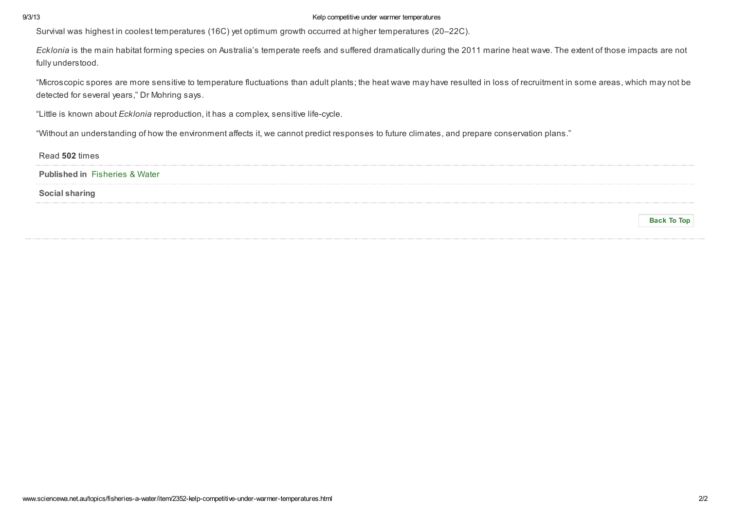Survival was highest in coolest temperatures (16C) yet optimum growth occurred at higher temperatures (20–22C).

*Ecklonia* is the main habitat forming species on Australia's temperate reefs and suffered dramatically during the 2011 marine heat wave. The extent of those impacts are not fully understood.

"Microscopic spores are more sensitive to temperature fluctuations than adult plants; the heat wave may have resulted in loss of recruitment in some areas, which may not be detected for several years," Dr Mohring says.

"Little is known about *Ecklonia* reproduction, it has a complex, sensitive life-cycle.

"Without an understanding of how the environment affects it, we cannot predict responses to future climates, and prepare conservation plans."

Read **502** times

**Published in** Fisheries & Water

**Social sharing**

Back To Top